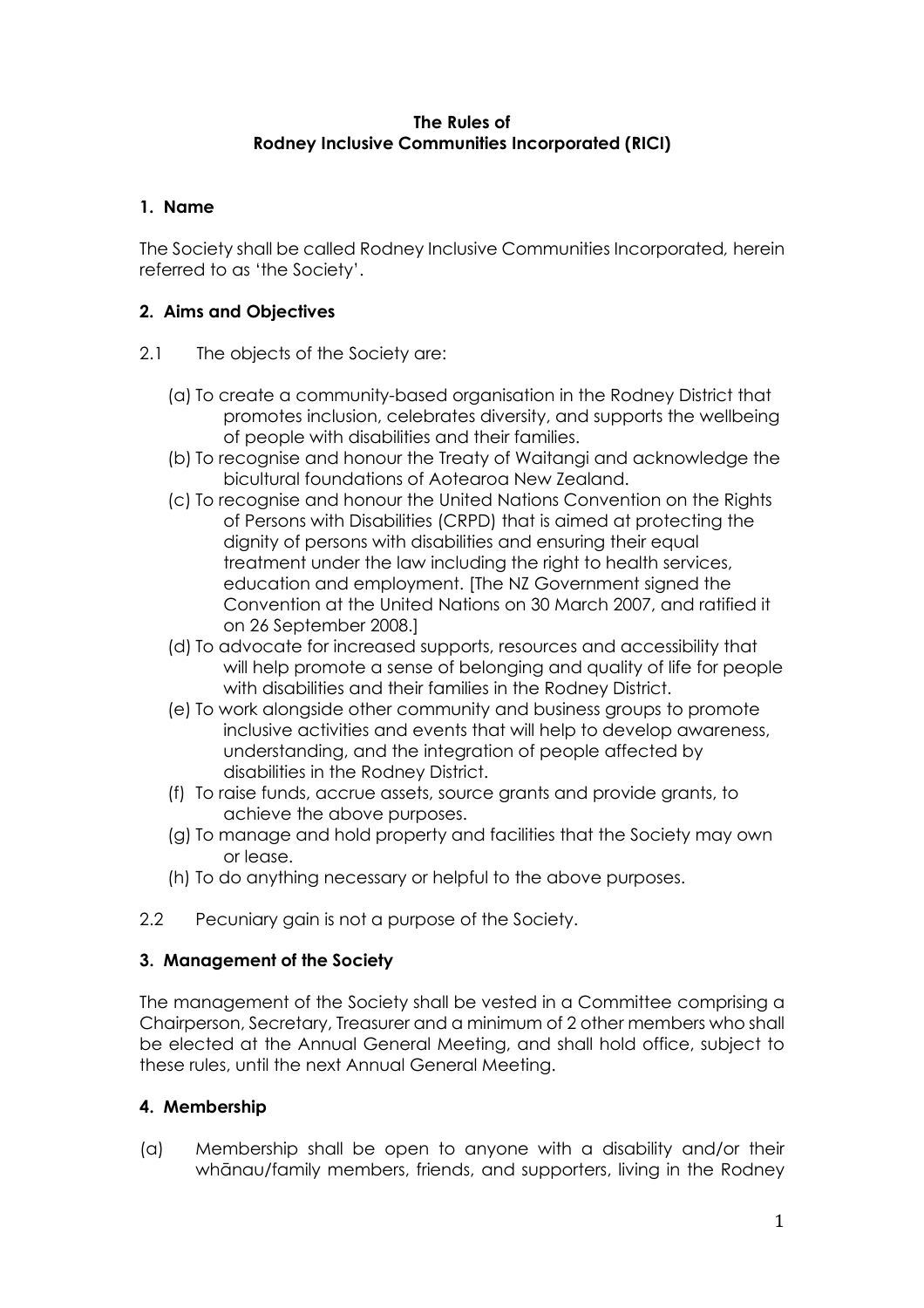# The Rules of
# Rodney Inclusive Communities Incorporated (RICI)

## 1. Name

The Society shall be called Rodney Inclusive Communities Incorporated, herein referred to as 'the Society'.

## 2. Aims and Objectives

2.1 The objects of the Society are:

(a) To create a community-based organisation in the Rodney District that promotes inclusion, celebrates diversity, and supports the wellbeing of people with disabilities and their families.

(b) To recognise and honour the Treaty of Waitangi and acknowledge the bicultural foundations of Aotearoa New Zealand.

(c) To recognise and honour the United Nations Convention on the Rights of Persons with Disabilities (CRPD) that is aimed at protecting the dignity of persons with disabilities and ensuring their equal treatment under the law including the right to health services, education and employment. [The NZ Government signed the Convention at the United Nations on 30 March 2007, and ratified it on 26 September 2008.]

(d) To advocate for increased supports, resources and accessibility that will help promote a sense of belonging and quality of life for people with disabilities and their families in the Rodney District.

(e) To work alongside other community and business groups to promote inclusive activities and events that will help to develop awareness, understanding, and the integration of people affected by disabilities in the Rodney District.

(f) To raise funds, accrue assets, source grants and provide grants, to achieve the above purposes.

(g) To manage and hold property and facilities that the Society may own or lease.

(h) To do anything necessary or helpful to the above purposes.

2.2 Pecuniary gain is not a purpose of the Society.

## 3. Management of the Society

The management of the Society shall be vested in a Committee comprising a Chairperson, Secretary, Treasurer and a minimum of 2 other members who shall be elected at the Annual General Meeting, and shall hold office, subject to these rules, until the next Annual General Meeting.

## 4. Membership

(a) Membership shall be open to anyone with a disability and/or their whānau/family members, friends, and supporters, living in the Rodney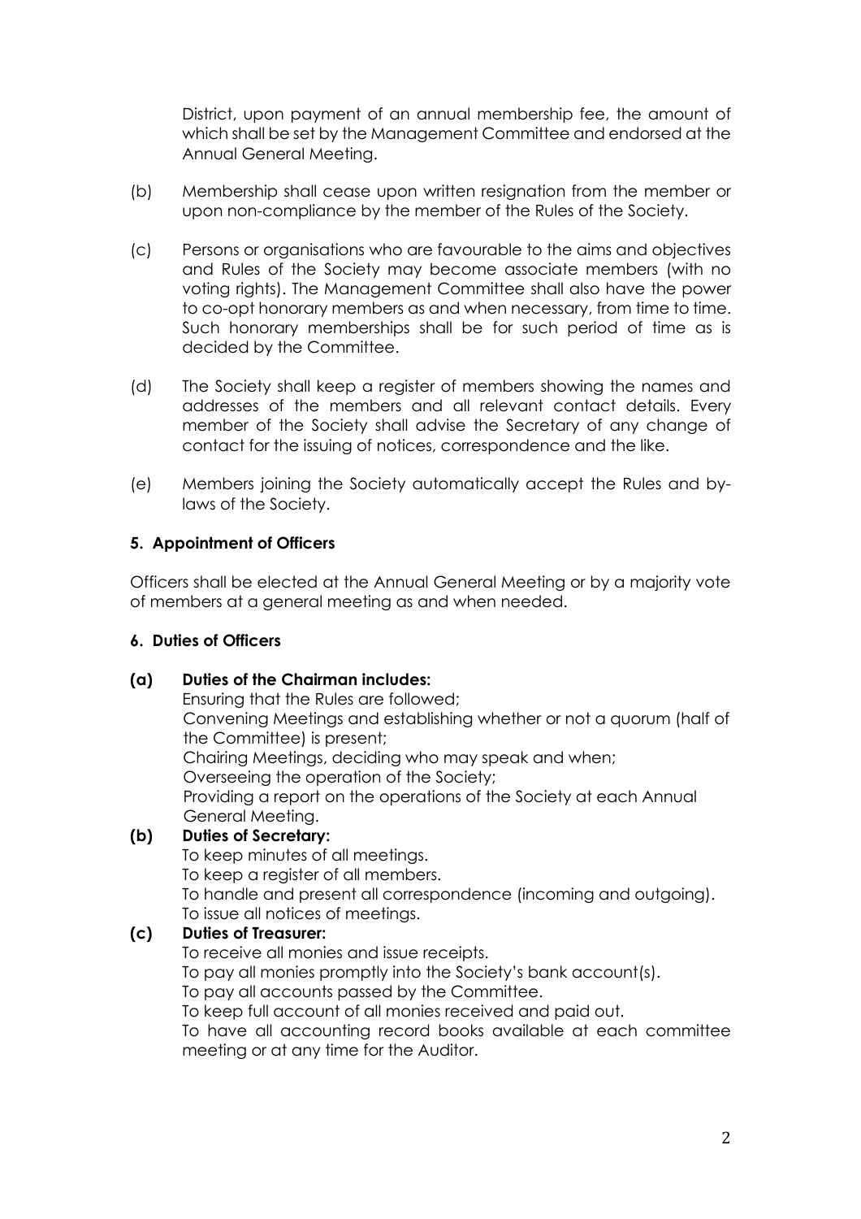District, upon payment of an annual membership fee, the amount of which shall be set by the Management Committee and endorsed at the Annual General Meeting.

(b) Membership shall cease upon written resignation from the member or upon non-compliance by the member of the Rules of the Society.

(c) Persons or organisations who are favourable to the aims and objectives and Rules of the Society may become associate members (with no voting rights). The Management Committee shall also have the power to co-opt honorary members as and when necessary, from time to time. Such honorary memberships shall be for such period of time as is decided by the Committee.

(d) The Society shall keep a register of members showing the names and addresses of the members and all relevant contact details. Every member of the Society shall advise the Secretary of any change of contact for the issuing of notices, correspondence and the like.

(e) Members joining the Society automatically accept the Rules and by-laws of the Society.

**5. Appointment of Officers**

Officers shall be elected at the Annual General Meeting or by a majority vote of members at a general meeting as and when needed.

**6. Duties of Officers**

**(a) Duties of the Chairman includes:**

Ensuring that the Rules are followed;
Convening Meetings and establishing whether or not a quorum (half of the Committee) is present;
Chairing Meetings, deciding who may speak and when;
Overseeing the operation of the Society;
Providing a report on the operations of the Society at each Annual General Meeting.

**(b) Duties of Secretary:**

To keep minutes of all meetings.
To keep a register of all members.
To handle and present all correspondence (incoming and outgoing).
To issue all notices of meetings.

**(c) Duties of Treasurer:**

To receive all monies and issue receipts.
To pay all monies promptly into the Society's bank account(s).
To pay all accounts passed by the Committee.
To keep full account of all monies received and paid out.
To have all accounting record books available at each committee meeting or at any time for the Auditor.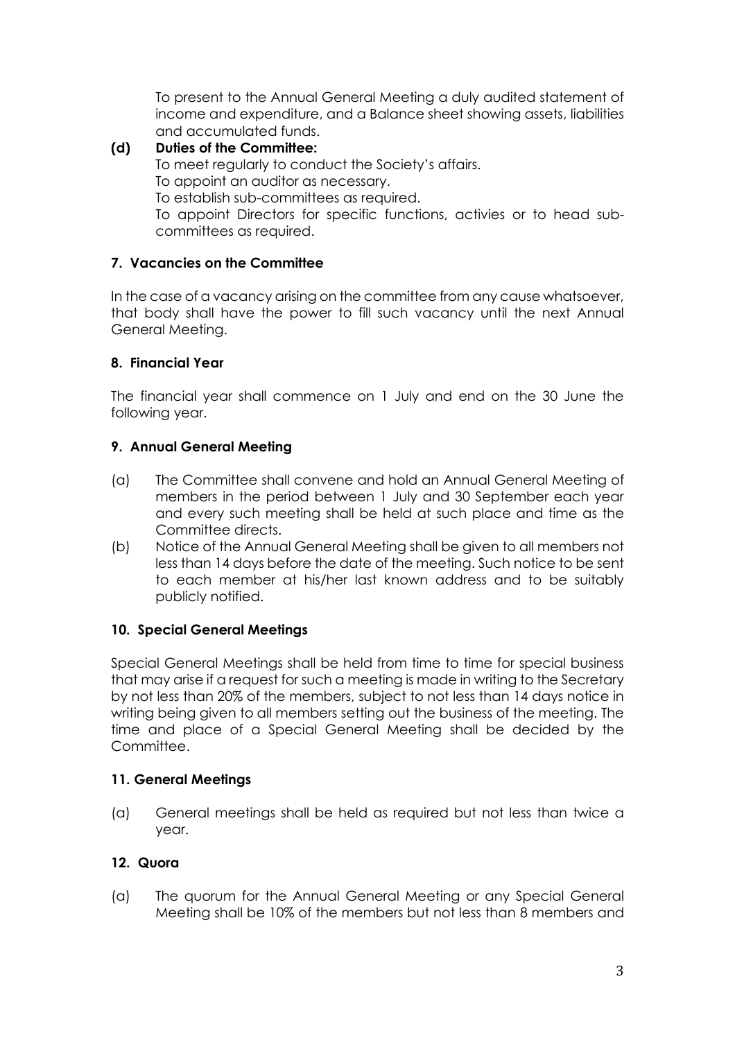To present to the Annual General Meeting a duly audited statement of income and expenditure, and a Balance sheet showing assets, liabilities and accumulated funds.

**(d) Duties of the Committee:**

To meet regularly to conduct the Society's affairs.
To appoint an auditor as necessary.
To establish sub-committees as required.
To appoint Directors for specific functions, activies or to head sub-committees as required.

### 7. Vacancies on the Committee

In the case of a vacancy arising on the committee from any cause whatsoever, that body shall have the power to fill such vacancy until the next Annual General Meeting.

### 8. Financial Year

The financial year shall commence on 1 July and end on the 30 June the following year.

### 9. Annual General Meeting

(a) The Committee shall convene and hold an Annual General Meeting of members in the period between 1 July and 30 September each year and every such meeting shall be held at such place and time as the Committee directs.

(b) Notice of the Annual General Meeting shall be given to all members not less than 14 days before the date of the meeting. Such notice to be sent to each member at his/her last known address and to be suitably publicly notified.

### 10. Special General Meetings

Special General Meetings shall be held from time to time for special business that may arise if a request for such a meeting is made in writing to the Secretary by not less than 20% of the members, subject to not less than 14 days notice in writing being given to all members setting out the business of the meeting. The time and place of a Special General Meeting shall be decided by the Committee.

### 11. General Meetings

(a) General meetings shall be held as required but not less than twice a year.

### 12. Quora

(a) The quorum for the Annual General Meeting or any Special General Meeting shall be 10% of the members but not less than 8 members and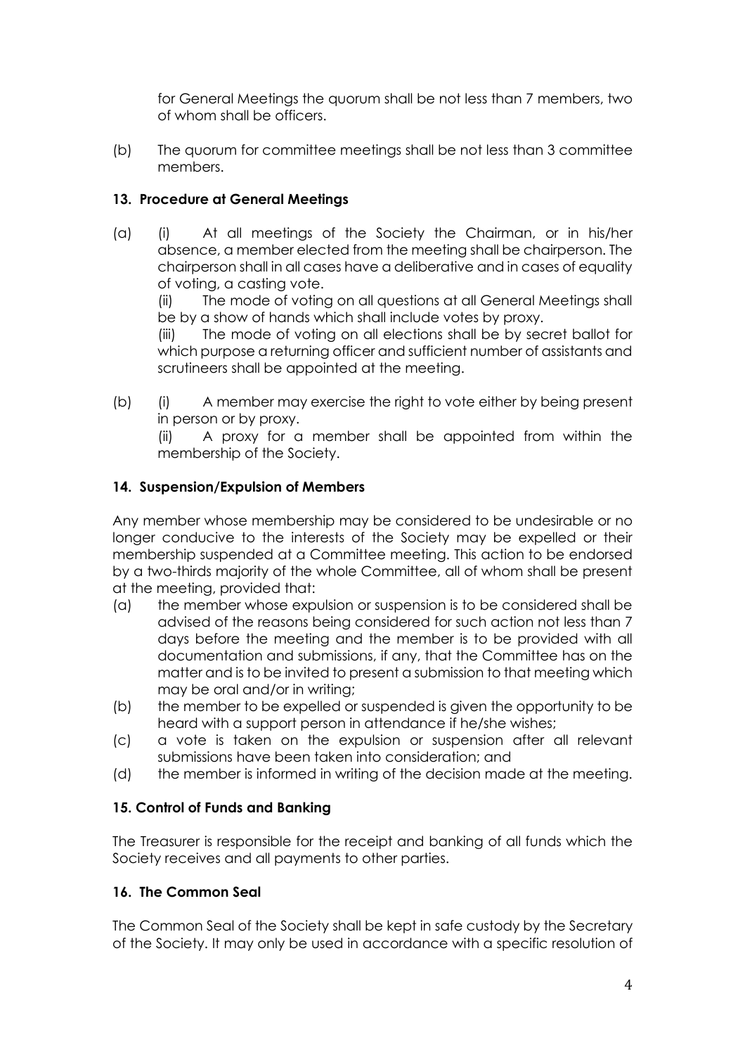for General Meetings the quorum shall be not less than 7 members, two of whom shall be officers.

(b) The quorum for committee meetings shall be not less than 3 committee members.

### 13. Procedure at General Meetings

(a) (i) At all meetings of the Society the Chairman, or in his/her absence, a member elected from the meeting shall be chairperson. The chairperson shall in all cases have a deliberative and in cases of equality of voting, a casting vote.

(ii) The mode of voting on all questions at all General Meetings shall be by a show of hands which shall include votes by proxy.

(iii) The mode of voting on all elections shall be by secret ballot for which purpose a returning officer and sufficient number of assistants and scrutineers shall be appointed at the meeting.

(b) (i) A member may exercise the right to vote either by being present in person or by proxy.

(ii) A proxy for a member shall be appointed from within the membership of the Society.

### 14. Suspension/Expulsion of Members

Any member whose membership may be considered to be undesirable or no longer conducive to the interests of the Society may be expelled or their membership suspended at a Committee meeting. This action to be endorsed by a two-thirds majority of the whole Committee, all of whom shall be present at the meeting, provided that:

(a) the member whose expulsion or suspension is to be considered shall be advised of the reasons being considered for such action not less than 7 days before the meeting and the member is to be provided with all documentation and submissions, if any, that the Committee has on the matter and is to be invited to present a submission to that meeting which may be oral and/or in writing;

(b) the member to be expelled or suspended is given the opportunity to be heard with a support person in attendance if he/she wishes;

(c) a vote is taken on the expulsion or suspension after all relevant submissions have been taken into consideration; and

(d) the member is informed in writing of the decision made at the meeting.

### 15. Control of Funds and Banking

The Treasurer is responsible for the receipt and banking of all funds which the Society receives and all payments to other parties.

### 16. The Common Seal

The Common Seal of the Society shall be kept in safe custody by the Secretary of the Society. It may only be used in accordance with a specific resolution of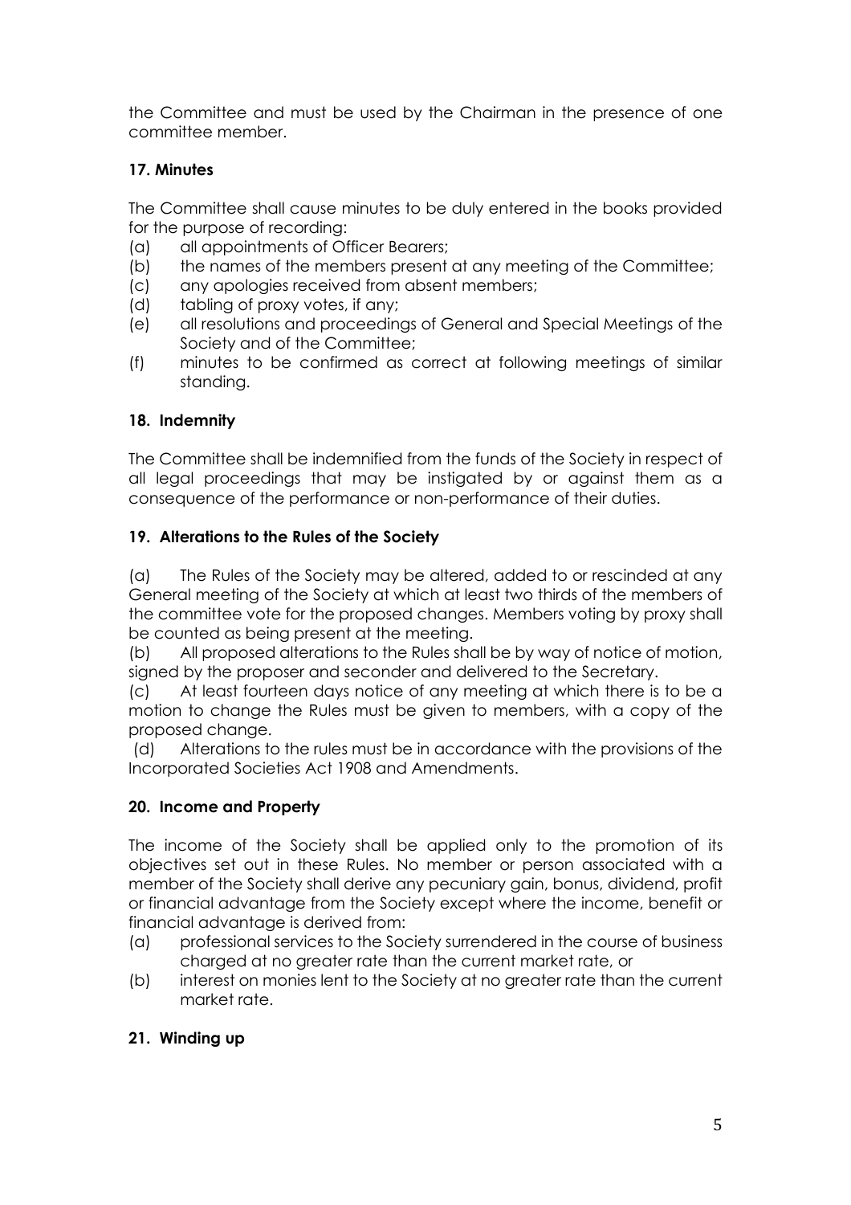the Committee and must be used by the Chairman in the presence of one committee member.

### 17. Minutes

The Committee shall cause minutes to be duly entered in the books provided for the purpose of recording:

(a) all appointments of Officer Bearers;
(b) the names of the members present at any meeting of the Committee;
(c) any apologies received from absent members;
(d) tabling of proxy votes, if any;
(e) all resolutions and proceedings of General and Special Meetings of the Society and of the Committee;
(f) minutes to be confirmed as correct at following meetings of similar standing.

### 18. Indemnity

The Committee shall be indemnified from the funds of the Society in respect of all legal proceedings that may be instigated by or against them as a consequence of the performance or non-performance of their duties.

### 19. Alterations to the Rules of the Society

(a) The Rules of the Society may be altered, added to or rescinded at any General meeting of the Society at which at least two thirds of the members of the committee vote for the proposed changes. Members voting by proxy shall be counted as being present at the meeting.

(b) All proposed alterations to the Rules shall be by way of notice of motion, signed by the proposer and seconder and delivered to the Secretary.

(c) At least fourteen days notice of any meeting at which there is to be a motion to change the Rules must be given to members, with a copy of the proposed change.

(d) Alterations to the rules must be in accordance with the provisions of the Incorporated Societies Act 1908 and Amendments.

### 20. Income and Property

The income of the Society shall be applied only to the promotion of its objectives set out in these Rules. No member or person associated with a member of the Society shall derive any pecuniary gain, bonus, dividend, profit or financial advantage from the Society except where the income, benefit or financial advantage is derived from:

(a) professional services to the Society surrendered in the course of business charged at no greater rate than the current market rate, or
(b) interest on monies lent to the Society at no greater rate than the current market rate.

### 21. Winding up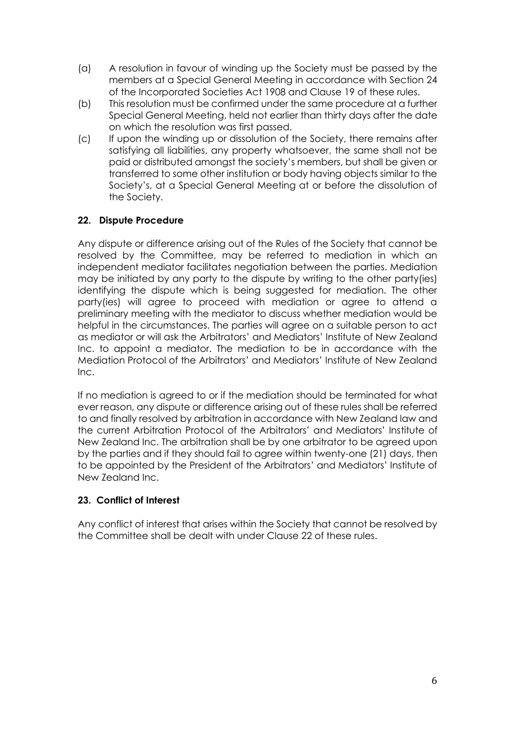(a) A resolution in favour of winding up the Society must be passed by the members at a Special General Meeting in accordance with Section 24 of the Incorporated Societies Act 1908 and Clause 19 of these rules.

(b) This resolution must be confirmed under the same procedure at a further Special General Meeting, held not earlier than thirty days after the date on which the resolution was first passed.

(c) If upon the winding up or dissolution of the Society, there remains after satisfying all liabilities, any property whatsoever, the same shall not be paid or distributed amongst the society's members, but shall be given or transferred to some other institution or body having objects similar to the Society's, at a Special General Meeting at or before the dissolution of the Society.

## 22. Dispute Procedure

Any dispute or difference arising out of the Rules of the Society that cannot be resolved by the Committee, may be referred to mediation in which an independent mediator facilitates negotiation between the parties. Mediation may be initiated by any party to the dispute by writing to the other party(ies) identifying the dispute which is being suggested for mediation. The other party(ies) will agree to proceed with mediation or agree to attend a preliminary meeting with the mediator to discuss whether mediation would be helpful in the circumstances. The parties will agree on a suitable person to act as mediator or will ask the Arbitrators' and Mediators' Institute of New Zealand Inc. to appoint a mediator. The mediation to be in accordance with the Mediation Protocol of the Arbitrators' and Mediators' Institute of New Zealand Inc.

If no mediation is agreed to or if the mediation should be terminated for what ever reason, any dispute or difference arising out of these rules shall be referred to and finally resolved by arbitration in accordance with New Zealand law and the current Arbitration Protocol of the Arbitrators' and Mediators' Institute of New Zealand Inc. The arbitration shall be by one arbitrator to be agreed upon by the parties and if they should fail to agree within twenty-one (21) days, then to be appointed by the President of the Arbitrators' and Mediators' Institute of New Zealand Inc.

## 23. Conflict of Interest

Any conflict of interest that arises within the Society that cannot be resolved by the Committee shall be dealt with under Clause 22 of these rules.